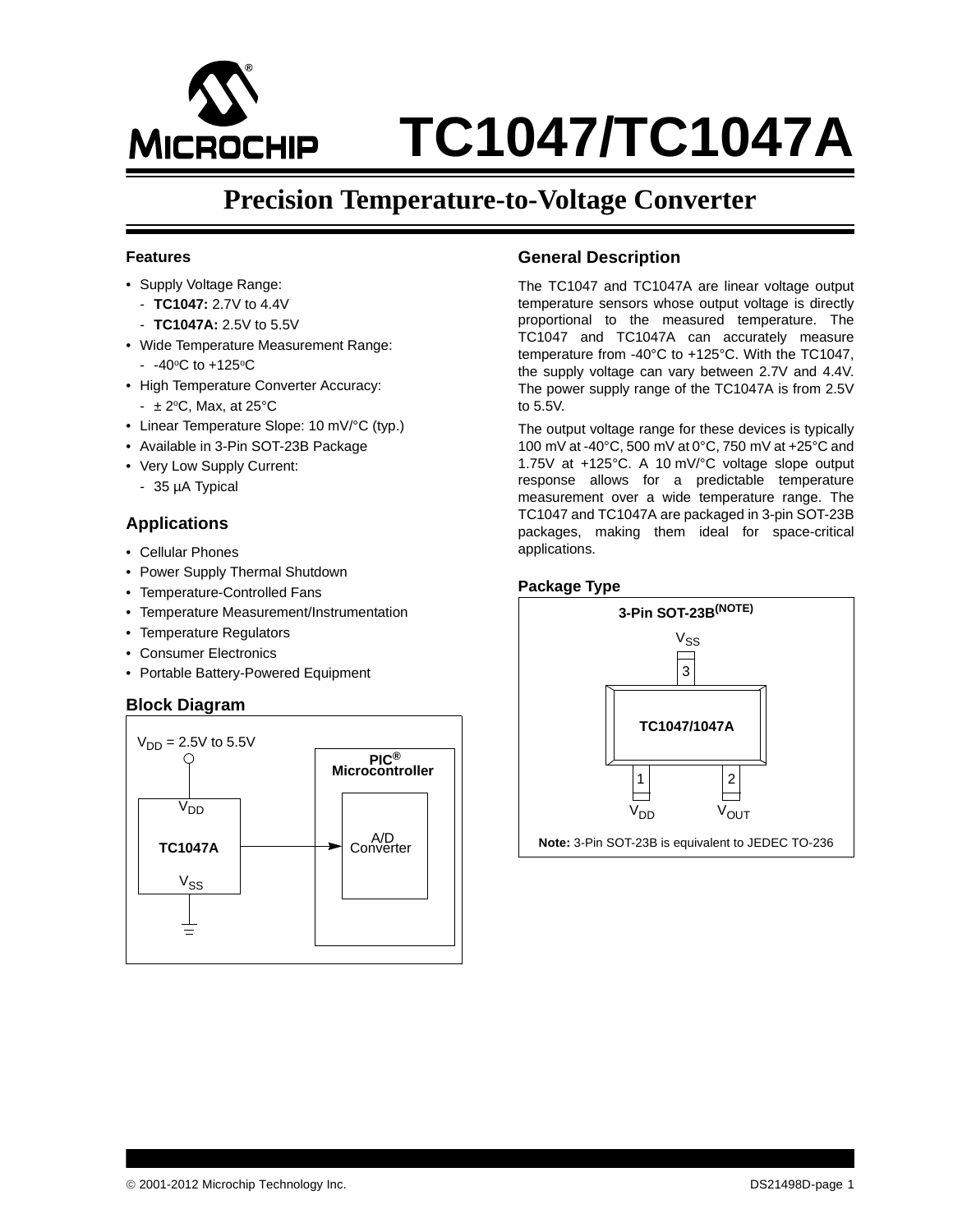# TC1047/TC1047A

## Precision Temperature-to-Voltage Converter

### Features

- Supply Voltage Range:
  - **TC1047:** 2.7V to 4.4V
  - **TC1047A:** 2.5V to 5.5V
- Wide Temperature Measurement Range:
  - -40°C to +125°C
- High Temperature Converter Accuracy:
  - ± 2°C, Max, at 25°C
- Linear Temperature Slope: 10 mV/°C (typ.)
- Available in 3-Pin SOT-23B Package
- Very Low Supply Current:
  - 35 µA Typical

### Applications

- Cellular Phones
- Power Supply Thermal Shutdown
- Temperature-Controlled Fans
- Temperature Measurement/Instrumentation
- Temperature Regulators
- Consumer Electronics
- Portable Battery-Powered Equipment

### Block Diagram

$V_{DD}$ = 2.5V to 5.5V

TC1047A ($V_{DD}$, $V_{SS}$) → PIC® Microcontroller (A/D Converter)

### General Description

The TC1047 and TC1047A are linear voltage output temperature sensors whose output voltage is directly proportional to the measured temperature. The TC1047 and TC1047A can accurately measure temperature from -40°C to +125°C. With the TC1047, the supply voltage can vary between 2.7V and 4.4V. The power supply range of the TC1047A is from 2.5V to 5.5V.

The output voltage range for these devices is typically 100 mV at -40°C, 500 mV at 0°C, 750 mV at +25°C and 1.75V at +125°C. A 10 mV/°C voltage slope output response allows for a predictable temperature measurement over a wide temperature range. The TC1047 and TC1047A are packaged in 3-pin SOT-23B packages, making them ideal for space-critical applications.

### Package Type

**3-Pin SOT-23B(NOTE)**

TC1047/1047A

| Pin | Name |
|---|---|
| 1 | $V_{DD}$ |
| 2 | $V_{OUT}$ |
| 3 | $V_{SS}$ |

**Note:** 3-Pin SOT-23B is equivalent to JEDEC TO-236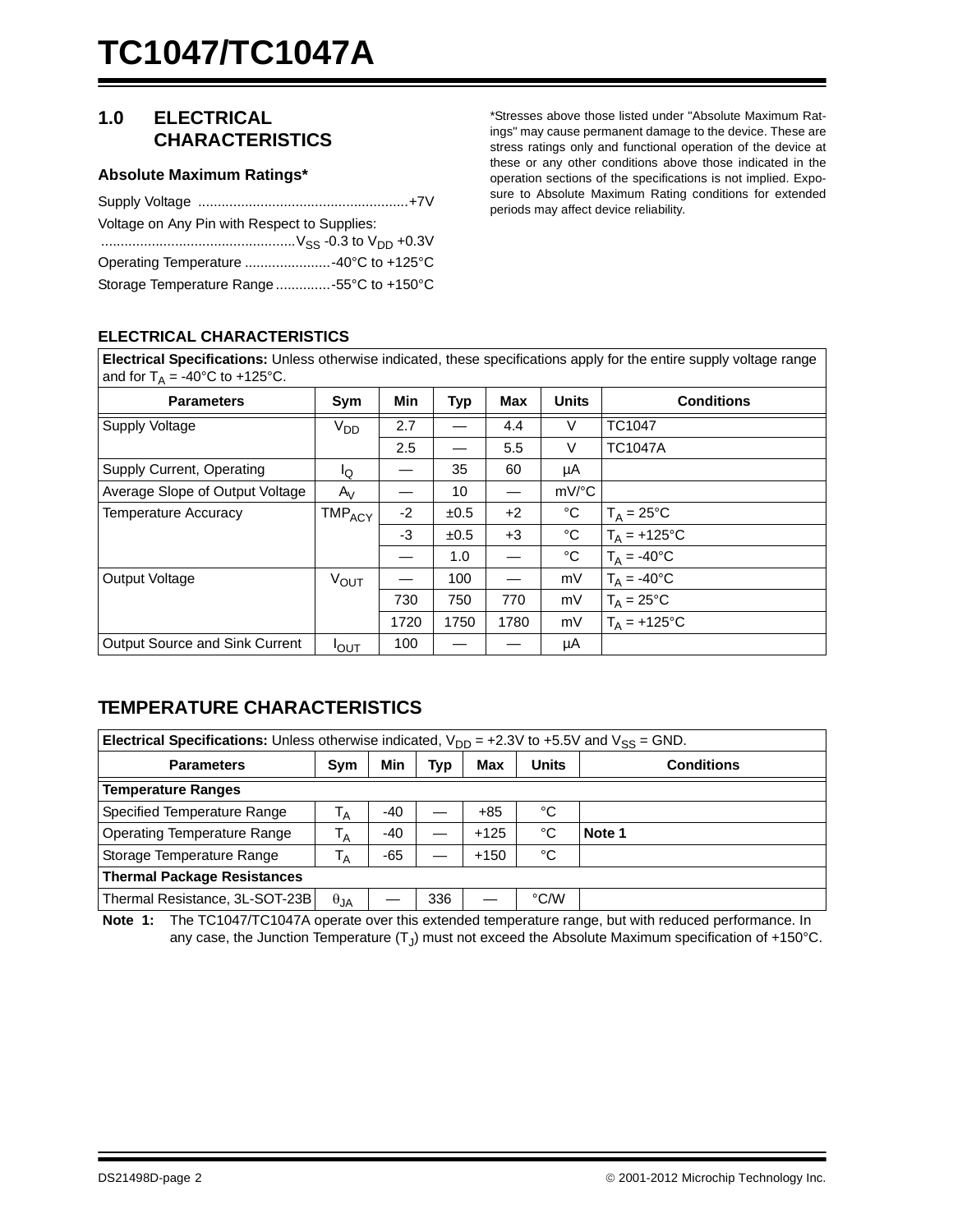## 1.0 ELECTRICAL CHARACTERISTICS

### Absolute Maximum Ratings*

Supply Voltage .....................................................+7V

Voltage on Any Pin with Respect to Supplies:
.................................................$V_{SS}$ -0.3 to $V_{DD}$ +0.3V

Operating Temperature ......................-40°C to +125°C

Storage Temperature Range.............-55°C to +150°C

*Stresses above those listed under "Absolute Maximum Ratings" may cause permanent damage to the device. These are stress ratings only and functional operation of the device at these or any other conditions above those indicated in the operation sections of the specifications is not implied. Exposure to Absolute Maximum Rating conditions for extended periods may affect device reliability.

### ELECTRICAL CHARACTERISTICS

**Electrical Specifications:** Unless otherwise indicated, these specifications apply for the entire supply voltage range and for $T_A$ = -40°C to +125°C.

| Parameters | Sym | Min | Typ | Max | Units | Conditions |
|---|---|---|---|---|---|---|
| Supply Voltage | $V_{DD}$ | 2.7 | — | 4.4 | V | TC1047 |
| | | 2.5 | — | 5.5 | V | TC1047A |
| Supply Current, Operating | $I_Q$ | — | 35 | 60 | µA | |
| Average Slope of Output Voltage | $A_V$ | — | 10 | — | mV/°C | |
| Temperature Accuracy | $TMP_{ACY}$ | -2 | ±0.5 | +2 | °C | $T_A$ = 25°C |
| | | -3 | ±0.5 | +3 | °C | $T_A$ = +125°C |
| | | — | 1.0 | — | °C | $T_A$ = -40°C |
| Output Voltage | $V_{OUT}$ | — | 100 | — | mV | $T_A$ = -40°C |
| | | 730 | 750 | 770 | mV | $T_A$ = 25°C |
| | | 1720 | 1750 | 1780 | mV | $T_A$ = +125°C |
| Output Source and Sink Current | $I_{OUT}$ | 100 | — | — | µA | |

## TEMPERATURE CHARACTERISTICS

**Electrical Specifications:** Unless otherwise indicated, $V_{DD}$ = +2.3V to +5.5V and $V_{SS}$ = GND.

| Parameters | Sym | Min | Typ | Max | Units | Conditions |
|---|---|---|---|---|---|---|
| **Temperature Ranges** | | | | | | |
| Specified Temperature Range | $T_A$ | -40 | — | +85 | °C | |
| Operating Temperature Range | $T_A$ | -40 | — | +125 | °C | **Note 1** |
| Storage Temperature Range | $T_A$ | -65 | — | +150 | °C | |
| **Thermal Package Resistances** | | | | | | |
| Thermal Resistance, 3L-SOT-23B | $\theta_{JA}$ | — | 336 | — | °C/W | |

**Note 1:** The TC1047/TC1047A operate over this extended temperature range, but with reduced performance. In any case, the Junction Temperature ($T_J$) must not exceed the Absolute Maximum specification of +150°C.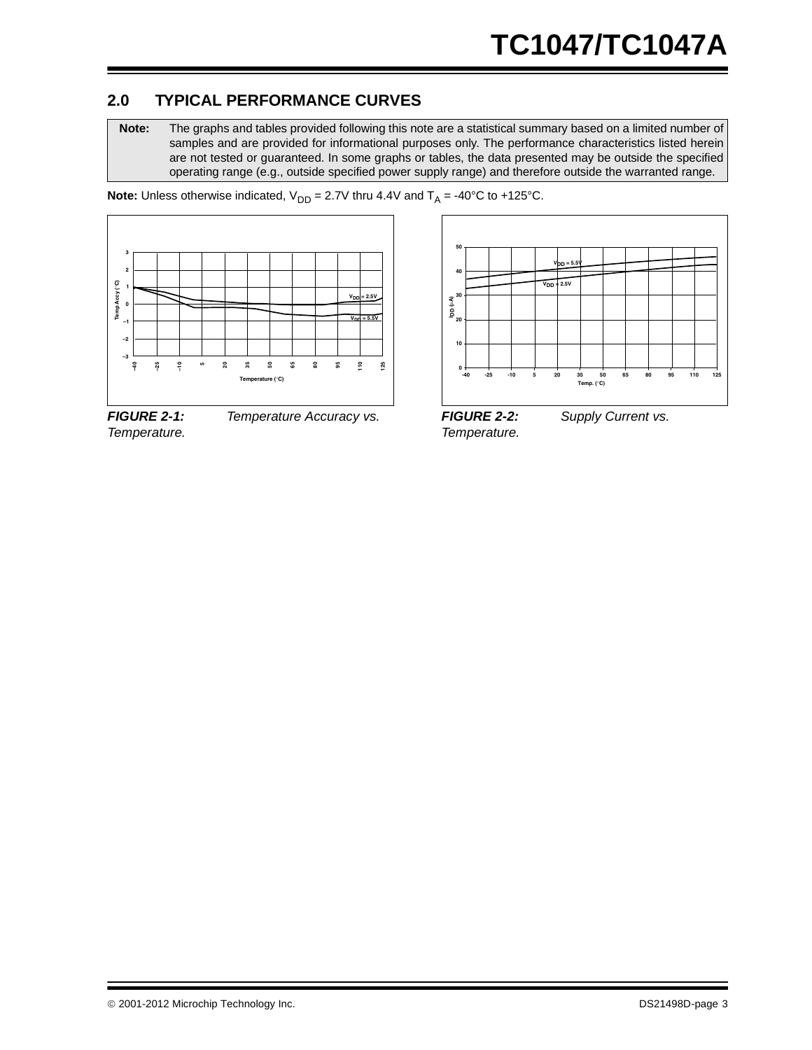## 2.0 TYPICAL PERFORMANCE CURVES

| **Note:** | The graphs and tables provided following this note are a statistical summary based on a limited number of samples and are provided for informational purposes only. The performance characteristics listed herein are not tested or guaranteed. In some graphs or tables, the data presented may be outside the specified operating range (e.g., outside specified power supply range) and therefore outside the warranted range. |
|---|---|

**Note:** Unless otherwise indicated, $V_{DD}$ = 2.7V thru 4.4V and $T_A$ = -40°C to +125°C.

***FIGURE 2-1:*** *Temperature Accuracy vs. Temperature.*

***FIGURE 2-2:*** *Supply Current vs. Temperature.*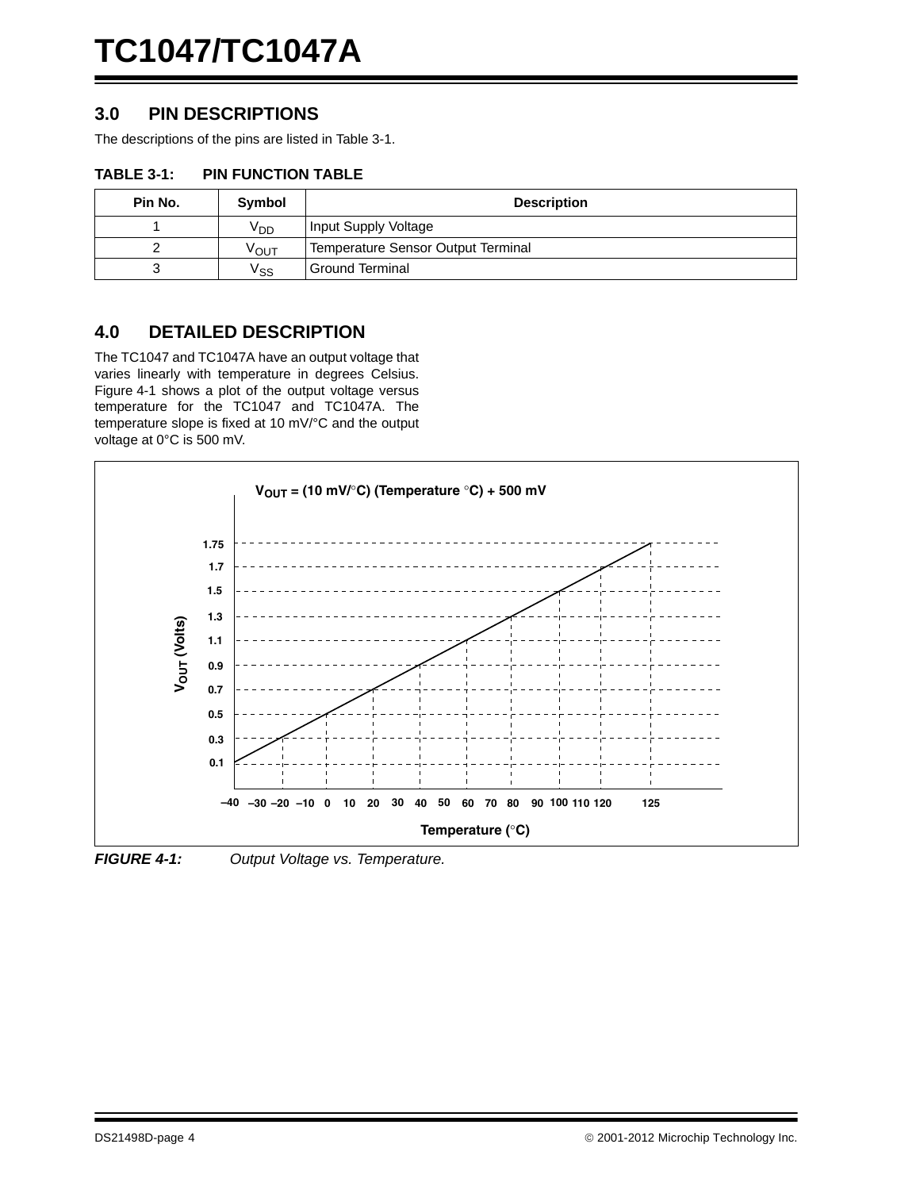## 3.0 PIN DESCRIPTIONS

The descriptions of the pins are listed in Table 3-1.

**TABLE 3-1: PIN FUNCTION TABLE**

| Pin No. | Symbol | Description |
|---|---|---|
| 1 | $V_{DD}$ | Input Supply Voltage |
| 2 | $V_{OUT}$ | Temperature Sensor Output Terminal |
| 3 | $V_{SS}$ | Ground Terminal |

## 4.0 DETAILED DESCRIPTION

The TC1047 and TC1047A have an output voltage that varies linearly with temperature in degrees Celsius. Figure 4-1 shows a plot of the output voltage versus temperature for the TC1047 and TC1047A. The temperature slope is fixed at 10 mV/°C and the output voltage at 0°C is 500 mV.

$$V_{OUT} = (10\ mV/°C)(Temperature\ °C) + 500\ mV$$

***FIGURE 4-1:*** *Output Voltage vs. Temperature.*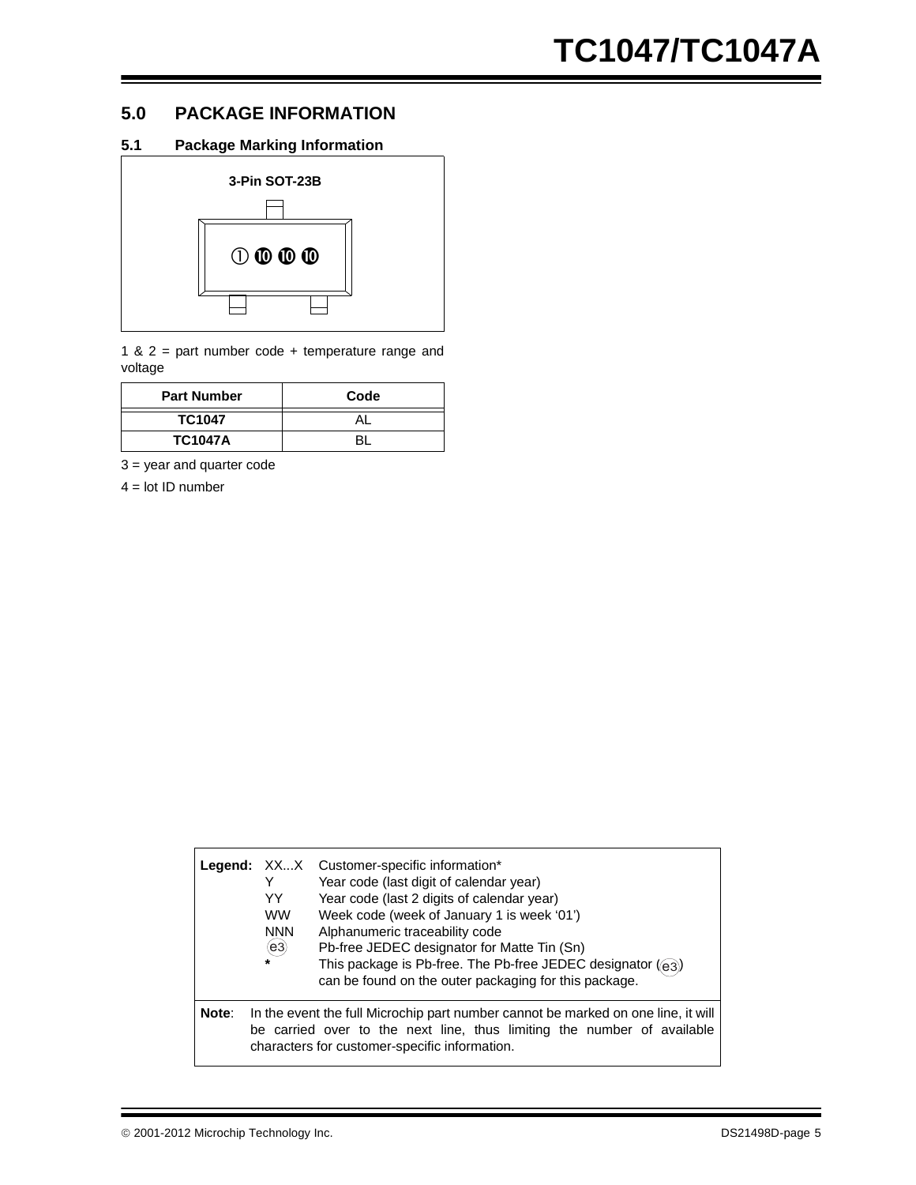## 5.0 PACKAGE INFORMATION

### 5.1 Package Marking Information

**3-Pin SOT-23B**

① ⑩ ⑩ ⑩

1 & 2 = part number code + temperature range and voltage

| Part Number | Code |
|---|---|
| **TC1047** | AL |
| **TC1047A** | BL |

3 = year and quarter code

4 = lot ID number

| | | |
|---|---|---|
| **Legend:** | XX...X | Customer-specific information* |
| | Y | Year code (last digit of calendar year) |
| | YY | Year code (last 2 digits of calendar year) |
| | WW | Week code (week of January 1 is week '01') |
| | NNN | Alphanumeric traceability code |
| | (e3) | Pb-free JEDEC designator for Matte Tin (Sn) |
| | * | This package is Pb-free. The Pb-free JEDEC designator ((e3)) can be found on the outer packaging for this package. |

**Note**: In the event the full Microchip part number cannot be marked on one line, it will be carried over to the next line, thus limiting the number of available characters for customer-specific information.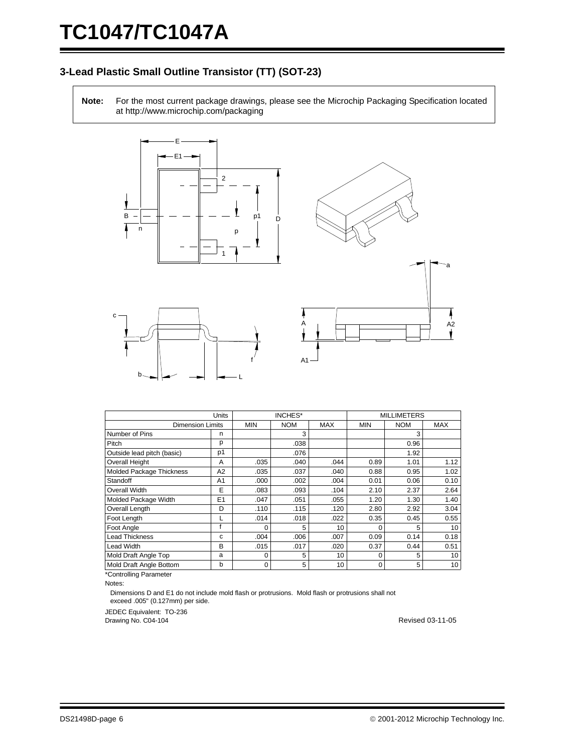### 3-Lead Plastic Small Outline Transistor (TT) (SOT-23)

**Note:** For the most current package drawings, please see the Microchip Packaging Specification located at http://www.microchip.com/packaging

| Units | | INCHES* | | | MILLIMETERS | | |
|---|---|---|---|---|---|---|---|
| Dimension Limits | | MIN | NOM | MAX | MIN | NOM | MAX |
| Number of Pins | n | | 3 | | | 3 | |
| Pitch | p | | .038 | | | 0.96 | |
| Outside lead pitch (basic) | p1 | | .076 | | | 1.92 | |
| Overall Height | A | .035 | .040 | .044 | 0.89 | 1.01 | 1.12 |
| Molded Package Thickness | A2 | .035 | .037 | .040 | 0.88 | 0.95 | 1.02 |
| Standoff | A1 | .000 | .002 | .004 | 0.01 | 0.06 | 0.10 |
| Overall Width | E | .083 | .093 | .104 | 2.10 | 2.37 | 2.64 |
| Molded Package Width | E1 | .047 | .051 | .055 | 1.20 | 1.30 | 1.40 |
| Overall Length | D | .110 | .115 | .120 | 2.80 | 2.92 | 3.04 |
| Foot Length | L | .014 | .018 | .022 | 0.35 | 0.45 | 0.55 |
| Foot Angle | f | 0 | 5 | 10 | 0 | 5 | 10 |
| Lead Thickness | c | .004 | .006 | .007 | 0.09 | 0.14 | 0.18 |
| Lead Width | B | .015 | .017 | .020 | 0.37 | 0.44 | 0.51 |
| Mold Draft Angle Top | a | 0 | 5 | 10 | 0 | 5 | 10 |
| Mold Draft Angle Bottom | b | 0 | 5 | 10 | 0 | 5 | 10 |

*Controlling Parameter

Notes:

Dimensions D and E1 do not include mold flash or protrusions. Mold flash or protrusions shall not exceed .005" (0.127mm) per side.

JEDEC Equivalent: TO-236

Drawing No. C04-104

Revised 03-11-05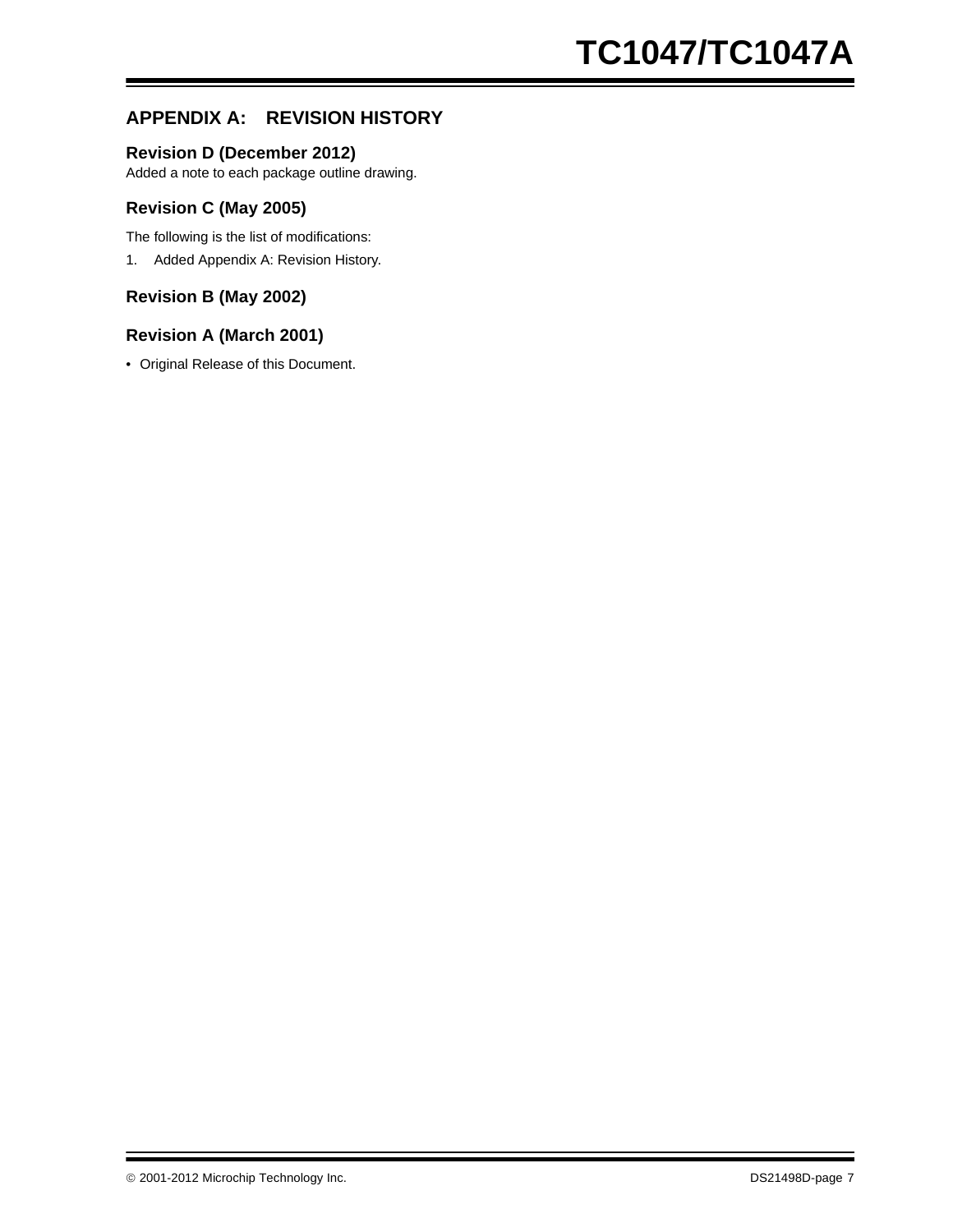## APPENDIX A: REVISION HISTORY

### Revision D (December 2012)

Added a note to each package outline drawing.

### Revision C (May 2005)

The following is the list of modifications:

1. Added Appendix A: Revision History.

### Revision B (May 2002)

### Revision A (March 2001)

- Original Release of this Document.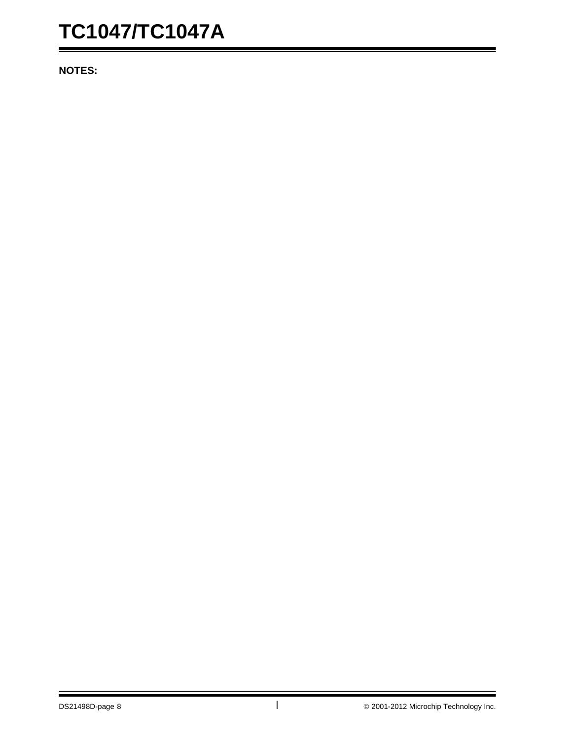**NOTES:**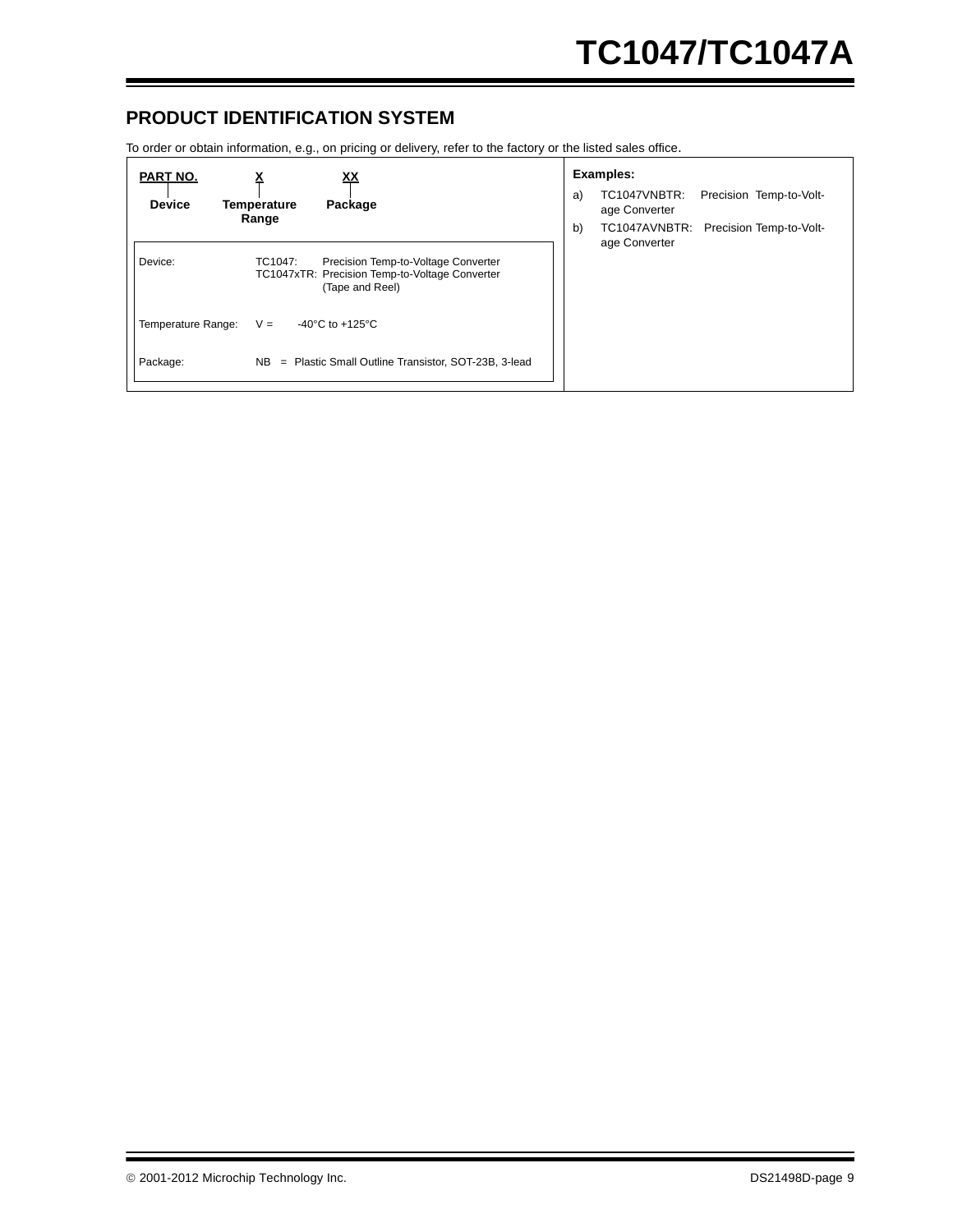## PRODUCT IDENTIFICATION SYSTEM

To order or obtain information, e.g., on pricing or delivery, refer to the factory or the listed sales office.

| PART NO. | X | XX |
|---|---|---|
| Device | Temperature Range | Package |

| | |
|---|---|
| Device: | TC1047: Precision Temp-to-Voltage Converter<br>TC1047xTR: Precision Temp-to-Voltage Converter (Tape and Reel) |
| Temperature Range: | V = -40°C to +125°C |
| Package: | NB = Plastic Small Outline Transistor, SOT-23B, 3-lead |

**Examples:**

a) TC1047VNBTR: Precision Temp-to-Voltage Converter

b) TC1047AVNBTR: Precision Temp-to-Voltage Converter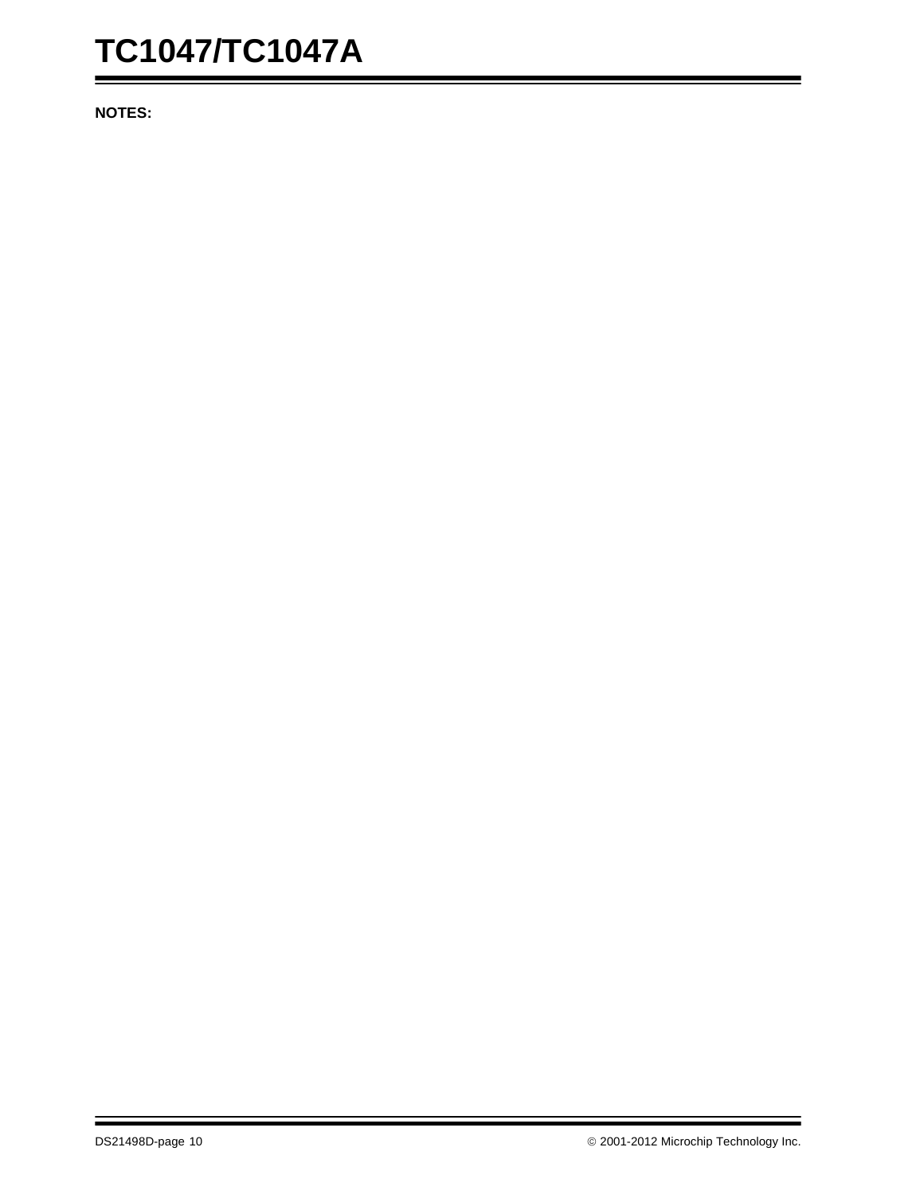**NOTES:**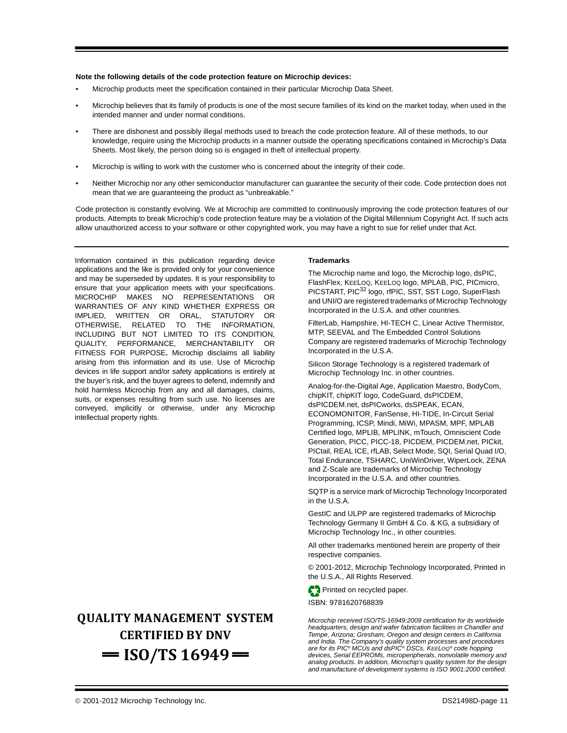**Note the following details of the code protection feature on Microchip devices:**

- Microchip products meet the specification contained in their particular Microchip Data Sheet.
- Microchip believes that its family of products is one of the most secure families of its kind on the market today, when used in the intended manner and under normal conditions.
- There are dishonest and possibly illegal methods used to breach the code protection feature. All of these methods, to our knowledge, require using the Microchip products in a manner outside the operating specifications contained in Microchip's Data Sheets. Most likely, the person doing so is engaged in theft of intellectual property.
- Microchip is willing to work with the customer who is concerned about the integrity of their code.
- Neither Microchip nor any other semiconductor manufacturer can guarantee the security of their code. Code protection does not mean that we are guaranteeing the product as "unbreakable."

Code protection is constantly evolving. We at Microchip are committed to continuously improving the code protection features of our products. Attempts to break Microchip's code protection feature may be a violation of the Digital Millennium Copyright Act. If such acts allow unauthorized access to your software or other copyrighted work, you may have a right to sue for relief under that Act.

---

Information contained in this publication regarding device applications and the like is provided only for your convenience and may be superseded by updates. It is your responsibility to ensure that your application meets with your specifications. MICROCHIP MAKES NO REPRESENTATIONS OR WARRANTIES OF ANY KIND WHETHER EXPRESS OR IMPLIED, WRITTEN OR ORAL, STATUTORY OR OTHERWISE, RELATED TO THE INFORMATION, INCLUDING BUT NOT LIMITED TO ITS CONDITION, QUALITY, PERFORMANCE, MERCHANTABILITY OR FITNESS FOR PURPOSE**.** Microchip disclaims all liability arising from this information and its use. Use of Microchip devices in life support and/or safety applications is entirely at the buyer's risk, and the buyer agrees to defend, indemnify and hold harmless Microchip from any and all damages, claims, suits, or expenses resulting from such use. No licenses are conveyed, implicitly or otherwise, under any Microchip intellectual property rights.

**Trademarks**

The Microchip name and logo, the Microchip logo, dsPIC, FlashFlex, KEELOQ, KEELOQ logo, MPLAB, PIC, PICmicro, PICSTART, PIC[32] logo, rfPIC, SST, SST Logo, SuperFlash and UNI/O are registered trademarks of Microchip Technology Incorporated in the U.S.A. and other countries.

FilterLab, Hampshire, HI-TECH C, Linear Active Thermistor, MTP, SEEVAL and The Embedded Control Solutions Company are registered trademarks of Microchip Technology Incorporated in the U.S.A.

Silicon Storage Technology is a registered trademark of Microchip Technology Inc. in other countries.

Analog-for-the-Digital Age, Application Maestro, BodyCom, chipKIT, chipKIT logo, CodeGuard, dsPICDEM, dsPICDEM.net, dsPICworks, dsSPEAK, ECAN, ECONOMONITOR, FanSense, HI-TIDE, In-Circuit Serial Programming, ICSP, Mindi, MiWi, MPASM, MPF, MPLAB Certified logo, MPLIB, MPLINK, mTouch, Omniscient Code Generation, PICC, PICC-18, PICDEM, PICDEM.net, PICkit, PICtail, REAL ICE, rfLAB, Select Mode, SQI, Serial Quad I/O, Total Endurance, TSHARC, UniWinDriver, WiperLock, ZENA and Z-Scale are trademarks of Microchip Technology Incorporated in the U.S.A. and other countries.

SQTP is a service mark of Microchip Technology Incorporated in the U.S.A.

GestIC and ULPP are registered trademarks of Microchip Technology Germany II GmbH & Co. & KG, a subsidiary of Microchip Technology Inc., in other countries.

All other trademarks mentioned herein are property of their respective companies.

© 2001-2012, Microchip Technology Incorporated, Printed in the U.S.A., All Rights Reserved.

Printed on recycled paper.

ISBN: 9781620768839

**QUALITY MANAGEMENT SYSTEM CERTIFIED BY DNV**

**== ISO/TS 16949 ==**

*Microchip received ISO/TS-16949:2009 certification for its worldwide headquarters, design and wafer fabrication facilities in Chandler and Tempe, Arizona; Gresham, Oregon and design centers in California and India. The Company's quality system processes and procedures are for its PIC® MCUs and dsPIC® DSCs, KEELOQ® code hopping devices, Serial EEPROMs, microperipherals, nonvolatile memory and analog products. In addition, Microchip's quality system for the design and manufacture of development systems is ISO 9001:2000 certified.*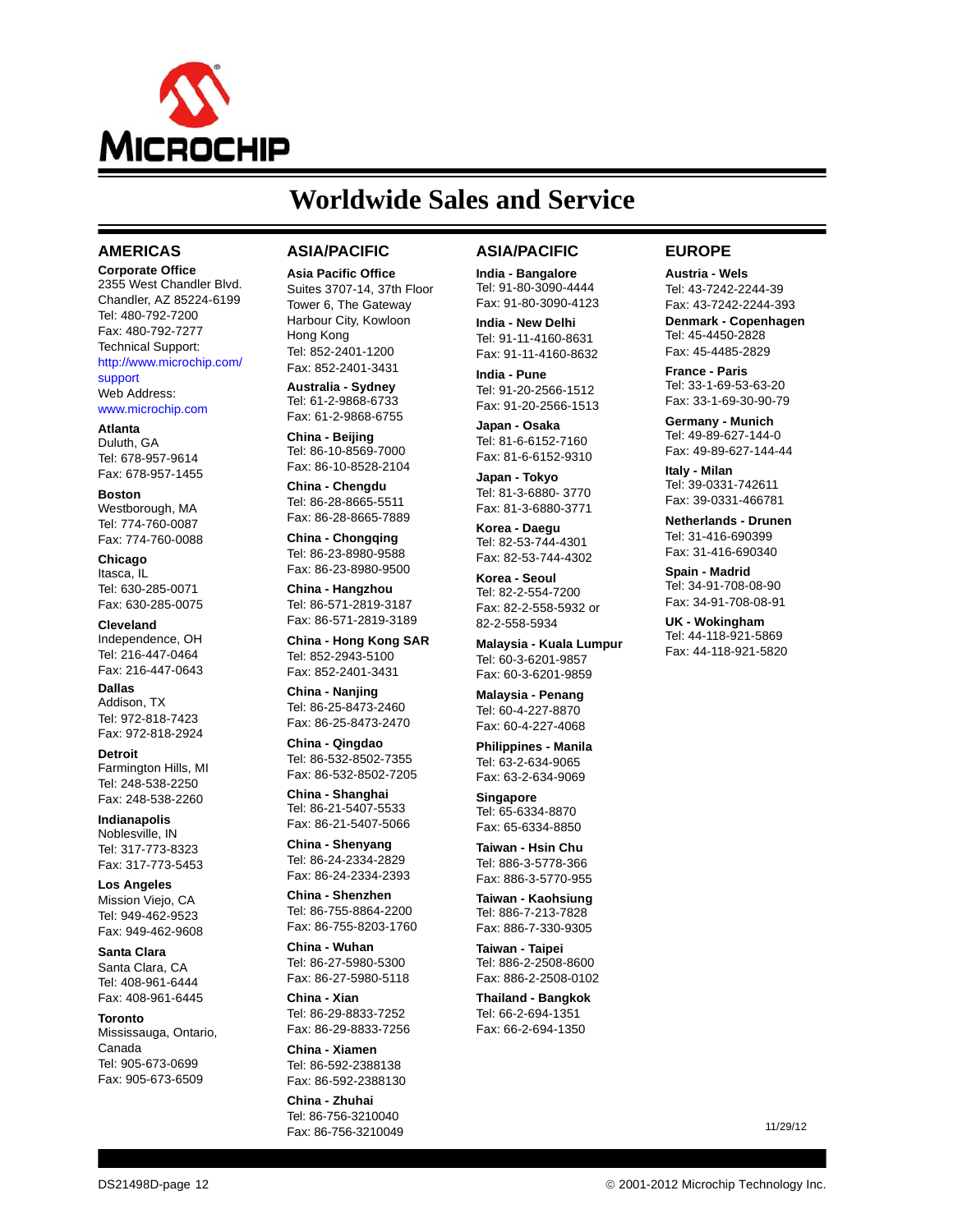# Worldwide Sales and Service

## AMERICAS

**Corporate Office**
2355 West Chandler Blvd.
Chandler, AZ 85224-6199
Tel: 480-792-7200
Fax: 480-792-7277
Technical Support:
http://www.microchip.com/support
Web Address:
www.microchip.com

**Atlanta**
Duluth, GA
Tel: 678-957-9614
Fax: 678-957-1455

**Boston**
Westborough, MA
Tel: 774-760-0087
Fax: 774-760-0088

**Chicago**
Itasca, IL
Tel: 630-285-0071
Fax: 630-285-0075

**Cleveland**
Independence, OH
Tel: 216-447-0464
Fax: 216-447-0643

**Dallas**
Addison, TX
Tel: 972-818-7423
Fax: 972-818-2924

**Detroit**
Farmington Hills, MI
Tel: 248-538-2250
Fax: 248-538-2260

**Indianapolis**
Noblesville, IN
Tel: 317-773-8323
Fax: 317-773-5453

**Los Angeles**
Mission Viejo, CA
Tel: 949-462-9523
Fax: 949-462-9608

**Santa Clara**
Santa Clara, CA
Tel: 408-961-6444
Fax: 408-961-6445

**Toronto**
Mississauga, Ontario,
Canada
Tel: 905-673-0699
Fax: 905-673-6509

## ASIA/PACIFIC

**Asia Pacific Office**
Suites 3707-14, 37th Floor
Tower 6, The Gateway
Harbour City, Kowloon
Hong Kong
Tel: 852-2401-1200
Fax: 852-2401-3431

**Australia - Sydney**
Tel: 61-2-9868-6733
Fax: 61-2-9868-6755

**China - Beijing**
Tel: 86-10-8569-7000
Fax: 86-10-8528-2104

**China - Chengdu**
Tel: 86-28-8665-5511
Fax: 86-28-8665-7889

**China - Chongqing**
Tel: 86-23-8980-9588
Fax: 86-23-8980-9500

**China - Hangzhou**
Tel: 86-571-2819-3187
Fax: 86-571-2819-3189

**China - Hong Kong SAR**
Tel: 852-2943-5100
Fax: 852-2401-3431

**China - Nanjing**
Tel: 86-25-8473-2460
Fax: 86-25-8473-2470

**China - Qingdao**
Tel: 86-532-8502-7355
Fax: 86-532-8502-7205

**China - Shanghai**
Tel: 86-21-5407-5533
Fax: 86-21-5407-5066

**China - Shenyang**
Tel: 86-24-2334-2829
Fax: 86-24-2334-2393

**China - Shenzhen**
Tel: 86-755-8864-2200
Fax: 86-755-8203-1760

**China - Wuhan**
Tel: 86-27-5980-5300
Fax: 86-27-5980-5118

**China - Xian**
Tel: 86-29-8833-7252
Fax: 86-29-8833-7256

**China - Xiamen**
Tel: 86-592-2388138
Fax: 86-592-2388130

**China - Zhuhai**
Tel: 86-756-3210040
Fax: 86-756-3210049

## ASIA/PACIFIC

**India - Bangalore**
Tel: 91-80-3090-4444
Fax: 91-80-3090-4123

**India - New Delhi**
Tel: 91-11-4160-8631
Fax: 91-11-4160-8632

**India - Pune**
Tel: 91-20-2566-1512
Fax: 91-20-2566-1513

**Japan - Osaka**
Tel: 81-6-6152-7160
Fax: 81-6-6152-9310

**Japan - Tokyo**
Tel: 81-3-6880- 3770
Fax: 81-3-6880-3771

**Korea - Daegu**
Tel: 82-53-744-4301
Fax: 82-53-744-4302

**Korea - Seoul**
Tel: 82-2-554-7200
Fax: 82-2-558-5932 or
82-2-558-5934

**Malaysia - Kuala Lumpur**
Tel: 60-3-6201-9857
Fax: 60-3-6201-9859

**Malaysia - Penang**
Tel: 60-4-227-8870
Fax: 60-4-227-4068

**Philippines - Manila**
Tel: 63-2-634-9065
Fax: 63-2-634-9069

**Singapore**
Tel: 65-6334-8870
Fax: 65-6334-8850

**Taiwan - Hsin Chu**
Tel: 886-3-5778-366
Fax: 886-3-5770-955

**Taiwan - Kaohsiung**
Tel: 886-7-213-7828
Fax: 886-7-330-9305

**Taiwan - Taipei**
Tel: 886-2-2508-8600
Fax: 886-2-2508-0102

**Thailand - Bangkok**
Tel: 66-2-694-1351
Fax: 66-2-694-1350

## EUROPE

**Austria - Wels**
Tel: 43-7242-2244-39
Fax: 43-7242-2244-393

**Denmark - Copenhagen**
Tel: 45-4450-2828
Fax: 45-4485-2829

**France - Paris**
Tel: 33-1-69-53-63-20
Fax: 33-1-69-30-90-79

**Germany - Munich**
Tel: 49-89-627-144-0
Fax: 49-89-627-144-44

**Italy - Milan**
Tel: 39-0331-742611
Fax: 39-0331-466781

**Netherlands - Drunen**
Tel: 31-416-690399
Fax: 31-416-690340

**Spain - Madrid**
Tel: 34-91-708-08-90
Fax: 34-91-708-08-91

**UK - Wokingham**
Tel: 44-118-921-5869
Fax: 44-118-921-5820

11/29/12